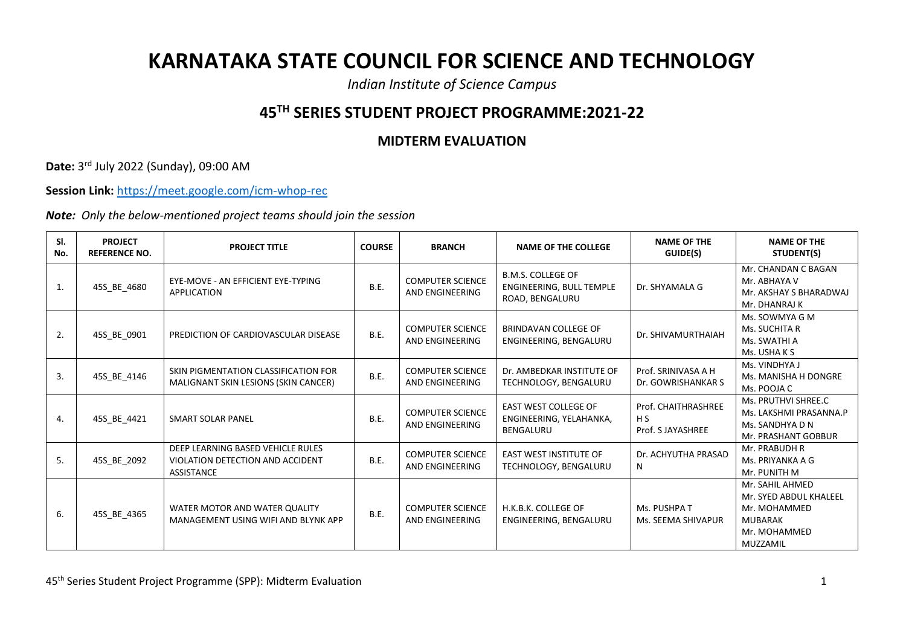# KARNATAKA STATE COUNCIL FOR SCIENCE AND TECHNOLOGY

*Indian Institute of Science Campus*

## 45TH SERIES STUDENT PROJECT PROGRAMME:2021-22

### MIDTERM EVALUATION

**Date:** 3rd July 2022 (Sunday), 09:00 AM

**Session Link:** https://meet.google.com/icm-whop-rec

***Note:*** *Only the below-mentioned project teams should join the session*

| Sl. No. | PROJECT REFERENCE NO. | PROJECT TITLE | COURSE | BRANCH | NAME OF THE COLLEGE | NAME OF THE GUIDE(S) | NAME OF THE STUDENT(S) |
|---|---|---|---|---|---|---|---|
| 1. | 45S_BE_4680 | EYE-MOVE - AN EFFICIENT EYE-TYPING APPLICATION | B.E. | COMPUTER SCIENCE AND ENGINEERING | B.M.S. COLLEGE OF ENGINEERING, BULL TEMPLE ROAD, BENGALURU | Dr. SHYAMALA G | Mr. CHANDAN C BAGAN<br>Mr. ABHAYA V<br>Mr. AKSHAY S BHARADWAJ<br>Mr. DHANRAJ K |
| 2. | 45S_BE_0901 | PREDICTION OF CARDIOVASCULAR DISEASE | B.E. | COMPUTER SCIENCE AND ENGINEERING | BRINDAVAN COLLEGE OF ENGINEERING, BENGALURU | Dr. SHIVAMURTHAIAH | Ms. SOWMYA G M<br>Ms. SUCHITA R<br>Ms. SWATHI A<br>Ms. USHA K S |
| 3. | 45S_BE_4146 | SKIN PIGMENTATION CLASSIFICATION FOR MALIGNANT SKIN LESIONS (SKIN CANCER) | B.E. | COMPUTER SCIENCE AND ENGINEERING | Dr. AMBEDKAR INSTITUTE OF TECHNOLOGY, BENGALURU | Prof. SRINIVASA A H<br>Dr. GOWRISHANKAR S | Ms. VINDHYA J<br>Ms. MANISHA H DONGRE<br>Ms. POOJA C |
| 4. | 45S_BE_4421 | SMART SOLAR PANEL | B.E. | COMPUTER SCIENCE AND ENGINEERING | EAST WEST COLLEGE OF ENGINEERING, YELAHANKA, BENGALURU | Prof. CHAITHRASHREE H S<br>Prof. S JAYASHREE | Ms. PRUTHVI SHREE.C<br>Ms. LAKSHMI PRASANNA.P<br>Ms. SANDHYA D N<br>Mr. PRASHANT GOBBUR |
| 5. | 45S_BE_2092 | DEEP LEARNING BASED VEHICLE RULES VIOLATION DETECTION AND ACCIDENT ASSISTANCE | B.E. | COMPUTER SCIENCE AND ENGINEERING | EAST WEST INSTITUTE OF TECHNOLOGY, BENGALURU | Dr. ACHYUTHA PRASAD N | Mr. PRABUDH R<br>Ms. PRIYANKA A G<br>Mr. PUNITH M |
| 6. | 45S_BE_4365 | WATER MOTOR AND WATER QUALITY MANAGEMENT USING WIFI AND BLYNK APP | B.E. | COMPUTER SCIENCE AND ENGINEERING | H.K.B.K. COLLEGE OF ENGINEERING, BENGALURU | Ms. PUSHPA T<br>Ms. SEEMA SHIVAPUR | Mr. SAHIL AHMED<br>Mr. SYED ABDUL KHALEEL<br>Mr. MOHAMMED MUBARAK<br>Mr. MOHAMMED MUZZAMIL |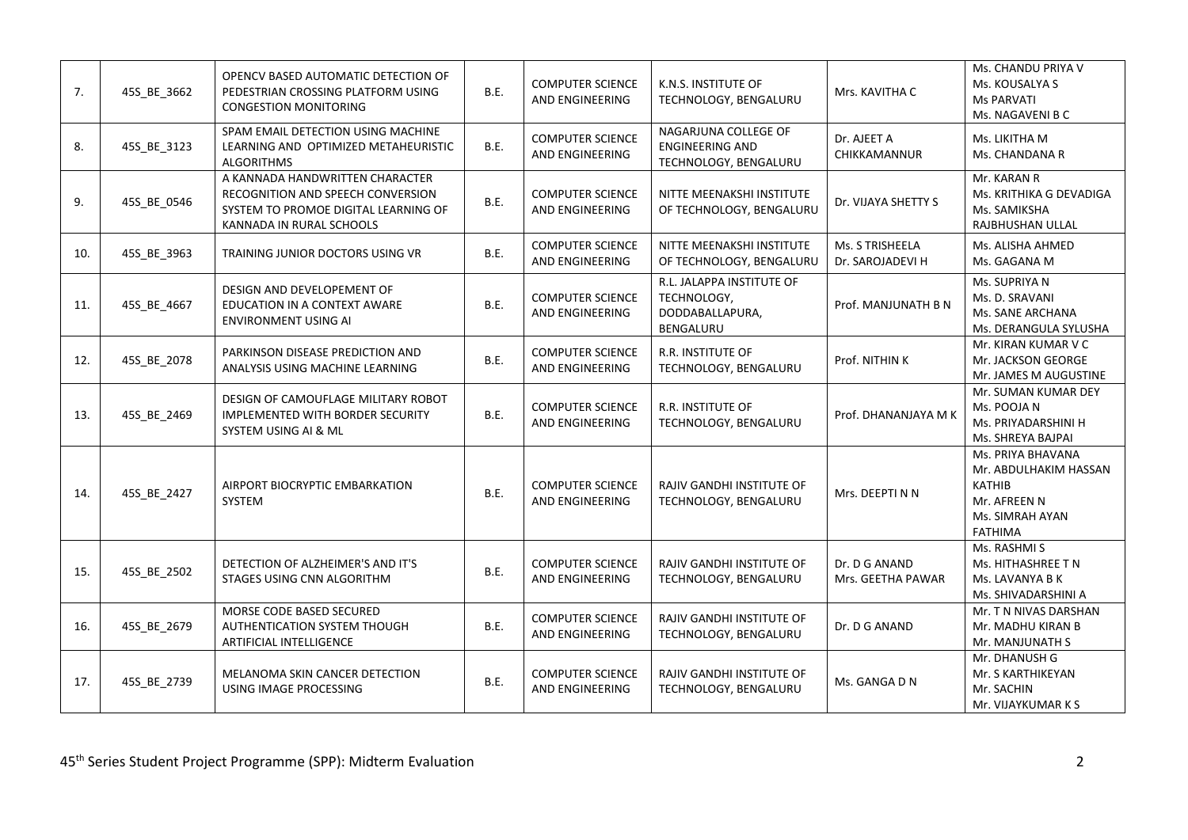| | | | | | | | |
|---|---|---|---|---|---|---|---|
| 7. | 45S_BE_3662 | OPENCV BASED AUTOMATIC DETECTION OF PEDESTRIAN CROSSING PLATFORM USING CONGESTION MONITORING | B.E. | COMPUTER SCIENCE AND ENGINEERING | K.N.S. INSTITUTE OF TECHNOLOGY, BENGALURU | Mrs. KAVITHA C | Ms. CHANDU PRIYA V<br>Ms. KOUSALYA S<br>Ms PARVATI<br>Ms. NAGAVENI B C |
| 8. | 45S_BE_3123 | SPAM EMAIL DETECTION USING MACHINE LEARNING AND OPTIMIZED METAHEURISTIC ALGORITHMS | B.E. | COMPUTER SCIENCE AND ENGINEERING | NAGARJUNA COLLEGE OF ENGINEERING AND TECHNOLOGY, BENGALURU | Dr. AJEET A CHIKKAMANNUR | Ms. LIKITHA M<br>Ms. CHANDANA R |
| 9. | 45S_BE_0546 | A KANNADA HANDWRITTEN CHARACTER RECOGNITION AND SPEECH CONVERSION SYSTEM TO PROMOE DIGITAL LEARNING OF KANNADA IN RURAL SCHOOLS | B.E. | COMPUTER SCIENCE AND ENGINEERING | NITTE MEENAKSHI INSTITUTE OF TECHNOLOGY, BENGALURU | Dr. VIJAYA SHETTY S | Mr. KARAN R<br>Ms. KRITHIKA G DEVADIGA<br>Ms. SAMIKSHA<br>RAJBHUSHAN ULLAL |
| 10. | 45S_BE_3963 | TRAINING JUNIOR DOCTORS USING VR | B.E. | COMPUTER SCIENCE AND ENGINEERING | NITTE MEENAKSHI INSTITUTE OF TECHNOLOGY, BENGALURU | Ms. S TRISHEELA<br>Dr. SAROJADEVI H | Ms. ALISHA AHMED<br>Ms. GAGANA M |
| 11. | 45S_BE_4667 | DESIGN AND DEVELOPEMENT OF EDUCATION IN A CONTEXT AWARE ENVIRONMENT USING AI | B.E. | COMPUTER SCIENCE AND ENGINEERING | R.L. JALAPPA INSTITUTE OF TECHNOLOGY, DODDABALLAPURA, BENGALURU | Prof. MANJUNATH B N | Ms. SUPRIYA N<br>Ms. D. SRAVANI<br>Ms. SANE ARCHANA<br>Ms. DERANGULA SYLUSHA |
| 12. | 45S_BE_2078 | PARKINSON DISEASE PREDICTION AND ANALYSIS USING MACHINE LEARNING | B.E. | COMPUTER SCIENCE AND ENGINEERING | R.R. INSTITUTE OF TECHNOLOGY, BENGALURU | Prof. NITHIN K | Mr. KIRAN KUMAR V C<br>Mr. JACKSON GEORGE<br>Mr. JAMES M AUGUSTINE |
| 13. | 45S_BE_2469 | DESIGN OF CAMOUFLAGE MILITARY ROBOT IMPLEMENTED WITH BORDER SECURITY SYSTEM USING AI & ML | B.E. | COMPUTER SCIENCE AND ENGINEERING | R.R. INSTITUTE OF TECHNOLOGY, BENGALURU | Prof. DHANANJAYA M K | Mr. SUMAN KUMAR DEY<br>Ms. POOJA N<br>Ms. PRIYADARSHINI H<br>Ms. SHREYA BAJPAI |
| 14. | 45S_BE_2427 | AIRPORT BIOCRYPTIC EMBARKATION SYSTEM | B.E. | COMPUTER SCIENCE AND ENGINEERING | RAJIV GANDHI INSTITUTE OF TECHNOLOGY, BENGALURU | Mrs. DEEPTI N N | Ms. PRIYA BHAVANA<br>Mr. ABDULHAKIM HASSAN KATHIB<br>Mr. AFREEN N<br>Ms. SIMRAH AYAN FATHIMA |
| 15. | 45S_BE_2502 | DETECTION OF ALZHEIMER'S AND IT'S STAGES USING CNN ALGORITHM | B.E. | COMPUTER SCIENCE AND ENGINEERING | RAJIV GANDHI INSTITUTE OF TECHNOLOGY, BENGALURU | Dr. D G ANAND<br>Mrs. GEETHA PAWAR | Ms. RASHMI S<br>Ms. HITHASHREE T N<br>Ms. LAVANYA B K<br>Ms. SHIVADARSHINI A |
| 16. | 45S_BE_2679 | MORSE CODE BASED SECURED AUTHENTICATION SYSTEM THOUGH ARTIFICIAL INTELLIGENCE | B.E. | COMPUTER SCIENCE AND ENGINEERING | RAJIV GANDHI INSTITUTE OF TECHNOLOGY, BENGALURU | Dr. D G ANAND | Mr. T N NIVAS DARSHAN<br>Mr. MADHU KIRAN B<br>Mr. MANJUNATH S |
| 17. | 45S_BE_2739 | MELANOMA SKIN CANCER DETECTION USING IMAGE PROCESSING | B.E. | COMPUTER SCIENCE AND ENGINEERING | RAJIV GANDHI INSTITUTE OF TECHNOLOGY, BENGALURU | Ms. GANGA D N | Mr. DHANUSH G<br>Mr. S KARTHIKEYAN<br>Mr. SACHIN<br>Mr. VIJAYKUMAR K S |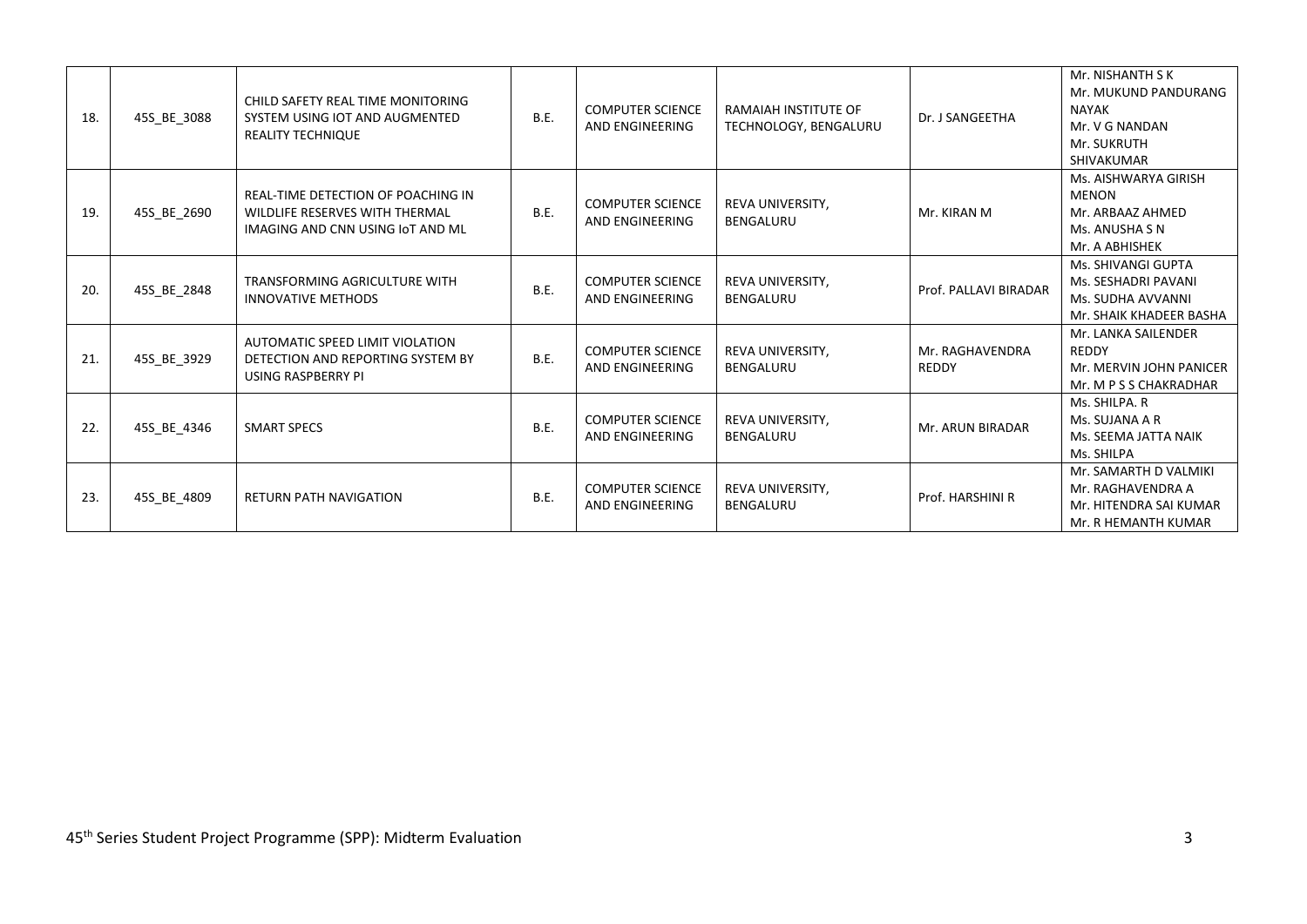| | | | | | | | |
|---|---|---|---|---|---|---|---|
| 18. | 45S_BE_3088 | CHILD SAFETY REAL TIME MONITORING SYSTEM USING IOT AND AUGMENTED REALITY TECHNIQUE | B.E. | COMPUTER SCIENCE AND ENGINEERING | RAMAIAH INSTITUTE OF TECHNOLOGY, BENGALURU | Dr. J SANGEETHA | Mr. NISHANTH S K<br>Mr. MUKUND PANDURANG NAYAK<br>Mr. V G NANDAN<br>Mr. SUKRUTH SHIVAKUMAR |
| 19. | 45S_BE_2690 | REAL-TIME DETECTION OF POACHING IN WILDLIFE RESERVES WITH THERMAL IMAGING AND CNN USING IoT AND ML | B.E. | COMPUTER SCIENCE AND ENGINEERING | REVA UNIVERSITY, BENGALURU | Mr. KIRAN M | Ms. AISHWARYA GIRISH MENON<br>Mr. ARBAAZ AHMED<br>Ms. ANUSHA S N<br>Mr. A ABHISHEK |
| 20. | 45S_BE_2848 | TRANSFORMING AGRICULTURE WITH INNOVATIVE METHODS | B.E. | COMPUTER SCIENCE AND ENGINEERING | REVA UNIVERSITY, BENGALURU | Prof. PALLAVI BIRADAR | Ms. SHIVANGI GUPTA<br>Ms. SESHADRI PAVANI<br>Ms. SUDHA AVVANNI<br>Mr. SHAIK KHADEER BASHA |
| 21. | 45S_BE_3929 | AUTOMATIC SPEED LIMIT VIOLATION DETECTION AND REPORTING SYSTEM BY USING RASPBERRY PI | B.E. | COMPUTER SCIENCE AND ENGINEERING | REVA UNIVERSITY, BENGALURU | Mr. RAGHAVENDRA REDDY | Mr. LANKA SAILENDER REDDY<br>Mr. MERVIN JOHN PANICER<br>Mr. M P S S CHAKRADHAR |
| 22. | 45S_BE_4346 | SMART SPECS | B.E. | COMPUTER SCIENCE AND ENGINEERING | REVA UNIVERSITY, BENGALURU | Mr. ARUN BIRADAR | Ms. SHILPA. R<br>Ms. SUJANA A R<br>Ms. SEEMA JATTA NAIK<br>Ms. SHILPA |
| 23. | 45S_BE_4809 | RETURN PATH NAVIGATION | B.E. | COMPUTER SCIENCE AND ENGINEERING | REVA UNIVERSITY, BENGALURU | Prof. HARSHINI R | Mr. SAMARTH D VALMIKI<br>Mr. RAGHAVENDRA A<br>Mr. HITENDRA SAI KUMAR<br>Mr. R HEMANTH KUMAR |